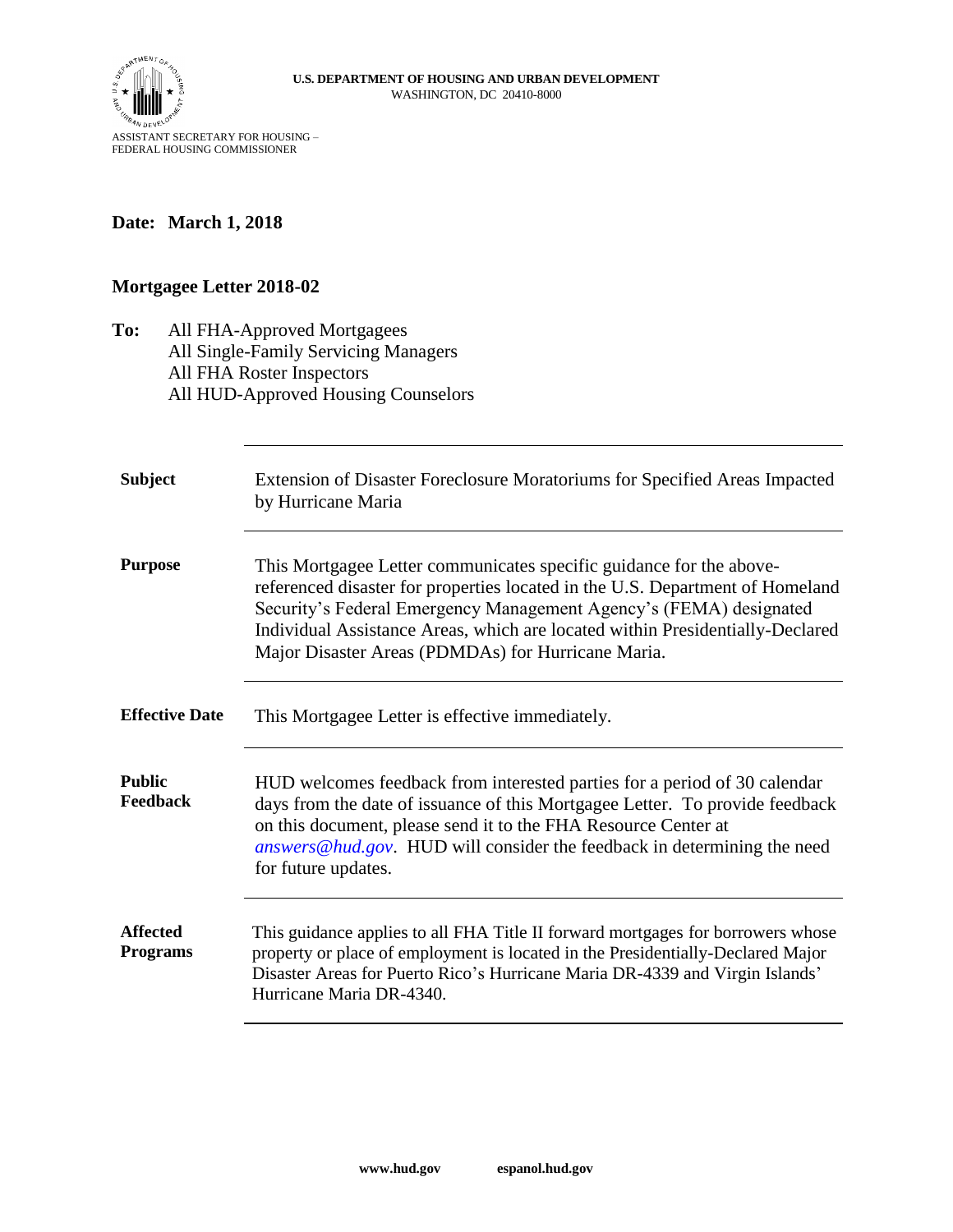U.S. DEPARTMENT OF HOUSING AND URBAN DEVELOPMENT
WASHINGTON, DC 20410-8000

ASSISTANT SECRETARY FOR HOUSING –
FEDERAL HOUSING COMMISSIONER

**Date: March 1, 2018**

## Mortgagee Letter 2018-02

**To:** All FHA-Approved Mortgagees
All Single-Family Servicing Managers
All FHA Roster Inspectors
All HUD-Approved Housing Counselors

| | |
|---|---|
| **Subject** | Extension of Disaster Foreclosure Moratoriums for Specified Areas Impacted by Hurricane Maria |
| **Purpose** | This Mortgagee Letter communicates specific guidance for the above-referenced disaster for properties located in the U.S. Department of Homeland Security's Federal Emergency Management Agency's (FEMA) designated Individual Assistance Areas, which are located within Presidentially-Declared Major Disaster Areas (PDMDAs) for Hurricane Maria. |
| **Effective Date** | This Mortgagee Letter is effective immediately. |
| **Public Feedback** | HUD welcomes feedback from interested parties for a period of 30 calendar days from the date of issuance of this Mortgagee Letter. To provide feedback on this document, please send it to the FHA Resource Center at *answers@hud.gov*. HUD will consider the feedback in determining the need for future updates. |
| **Affected Programs** | This guidance applies to all FHA Title II forward mortgages for borrowers whose property or place of employment is located in the Presidentially-Declared Major Disaster Areas for Puerto Rico's Hurricane Maria DR-4339 and Virgin Islands' Hurricane Maria DR-4340. |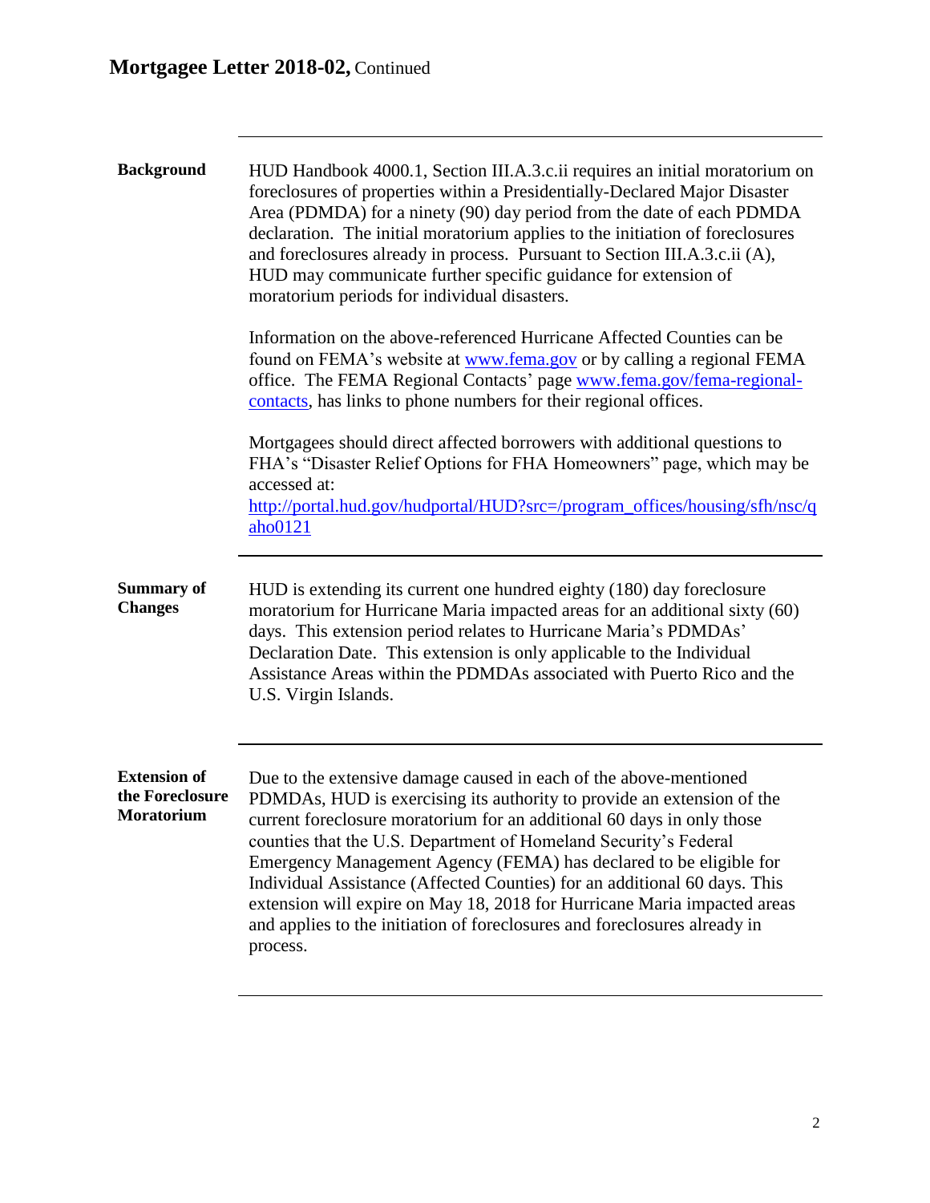## Background

HUD Handbook 4000.1, Section III.A.3.c.ii requires an initial moratorium on foreclosures of properties within a Presidentially-Declared Major Disaster Area (PDMDA) for a ninety (90) day period from the date of each PDMDA declaration. The initial moratorium applies to the initiation of foreclosures and foreclosures already in process. Pursuant to Section III.A.3.c.ii (A), HUD may communicate further specific guidance for extension of moratorium periods for individual disasters.

Information on the above-referenced Hurricane Affected Counties can be found on FEMA's website at [www.fema.gov](http://www.fema.gov) or by calling a regional FEMA office. The FEMA Regional Contacts' page [www.fema.gov/fema-regional-contacts](http://www.fema.gov/fema-regional-contacts), has links to phone numbers for their regional offices.

Mortgagees should direct affected borrowers with additional questions to FHA's "Disaster Relief Options for FHA Homeowners" page, which may be accessed at:
[http://portal.hud.gov/hudportal/HUD?src=/program_offices/housing/sfh/nsc/qaho0121](http://portal.hud.gov/hudportal/HUD?src=/program_offices/housing/sfh/nsc/qaho0121)

## Summary of Changes

HUD is extending its current one hundred eighty (180) day foreclosure moratorium for Hurricane Maria impacted areas for an additional sixty (60) days. This extension period relates to Hurricane Maria's PDMDAs' Declaration Date. This extension is only applicable to the Individual Assistance Areas within the PDMDAs associated with Puerto Rico and the U.S. Virgin Islands.

## Extension of the Foreclosure Moratorium

Due to the extensive damage caused in each of the above-mentioned PDMDAs, HUD is exercising its authority to provide an extension of the current foreclosure moratorium for an additional 60 days in only those counties that the U.S. Department of Homeland Security's Federal Emergency Management Agency (FEMA) has declared to be eligible for Individual Assistance (Affected Counties) for an additional 60 days. This extension will expire on May 18, 2018 for Hurricane Maria impacted areas and applies to the initiation of foreclosures and foreclosures already in process.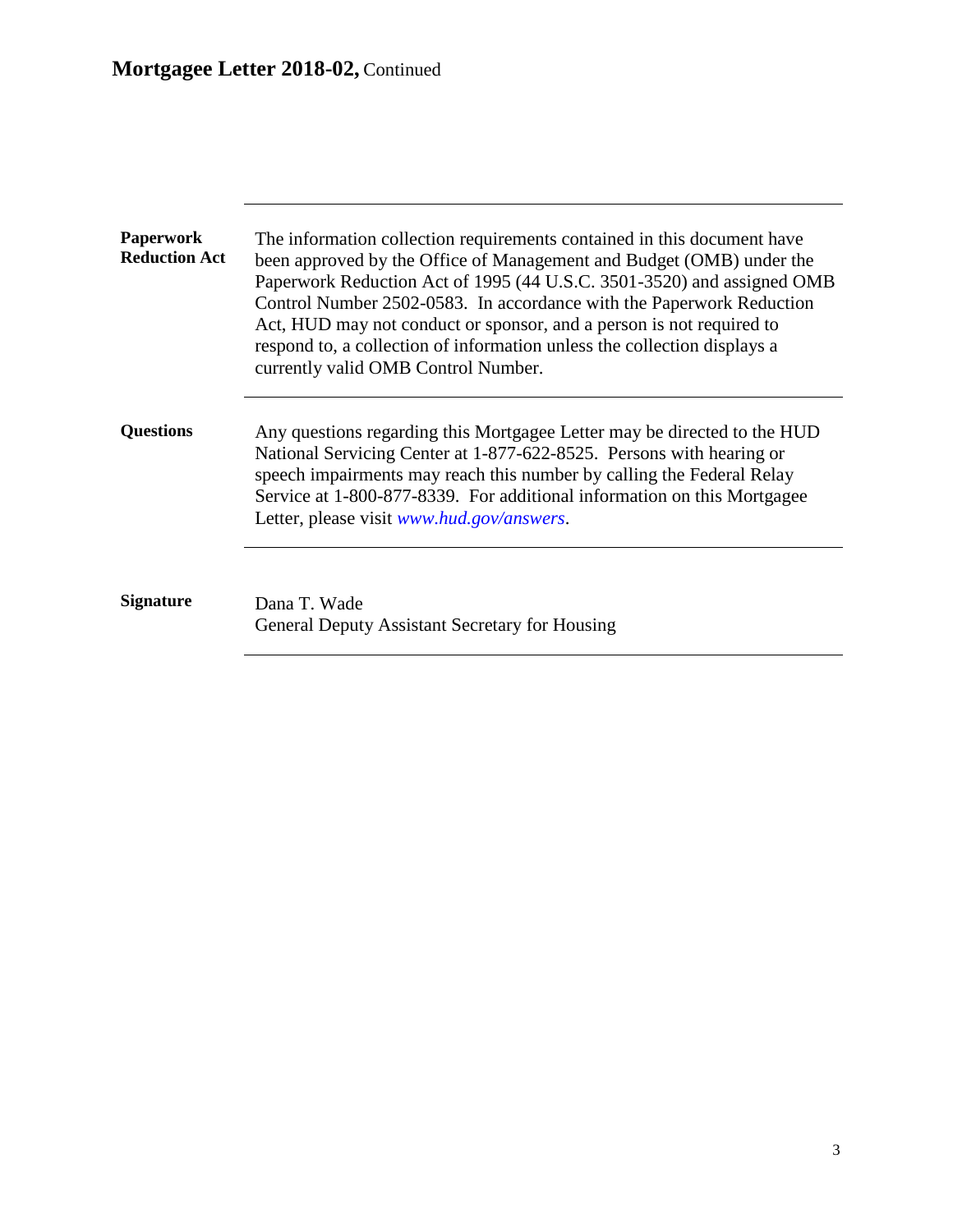**Paperwork Reduction Act**

The information collection requirements contained in this document have been approved by the Office of Management and Budget (OMB) under the Paperwork Reduction Act of 1995 (44 U.S.C. 3501-3520) and assigned OMB Control Number 2502-0583. In accordance with the Paperwork Reduction Act, HUD may not conduct or sponsor, and a person is not required to respond to, a collection of information unless the collection displays a currently valid OMB Control Number.

**Questions**

Any questions regarding this Mortgagee Letter may be directed to the HUD National Servicing Center at 1-877-622-8525. Persons with hearing or speech impairments may reach this number by calling the Federal Relay Service at 1-800-877-8339. For additional information on this Mortgagee Letter, please visit *www.hud.gov/answers*.

**Signature**

Dana T. Wade
General Deputy Assistant Secretary for Housing